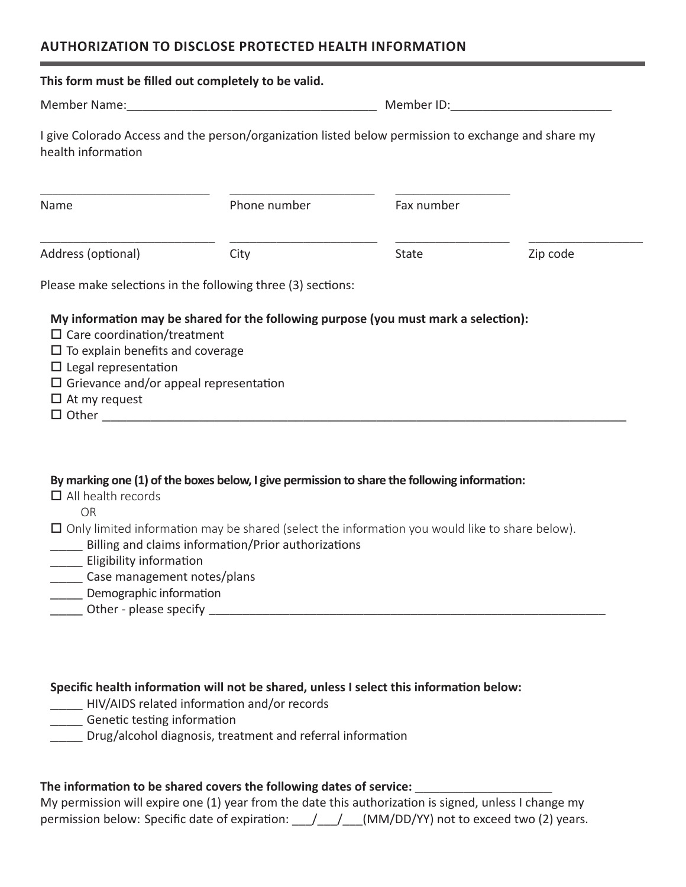## AUTHORIZATION TO DISCLOSE PROTECTED HEALTH INFORMATION

**This form must be filled out completely to be valid.**

Member Name:_______________________________________ Member ID:_________________________

I give Colorado Access and the person/organization listed below permission to exchange and share my health information

| Name | Phone number | Fax number | |
|---|---|---|---|
| Address (optional) | City | State | Zip code |

Please make selections in the following three (3) sections:

**My information may be shared for the following purpose (you must mark a selection):**

- ☐ Care coordination/treatment
- ☐ To explain benefits and coverage
- ☐ Legal representation
- ☐ Grievance and/or appeal representation
- ☐ At my request
- ☐ Other ________________________________________________________________________________

**By marking one (1) of the boxes below, I give permission to share the following information:**

☐ All health records

OR

☐ Only limited information may be shared (select the information you would like to share below).

_____ Billing and claims information/Prior authorizations
_____ Eligibility information
_____ Case management notes/plans
_____ Demographic information
_____ Other - please specify ____________________________________________________________

**Specific health information will not be shared, unless I select this information below:**

_____ HIV/AIDS related information and/or records
_____ Genetic testing information
_____ Drug/alcohol diagnosis, treatment and referral information

**The information to be shared covers the following dates of service:** ____________________

My permission will expire one (1) year from the date this authorization is signed, unless I change my permission below: Specific date of expiration: ___/___/___(MM/DD/YY) not to exceed two (2) years.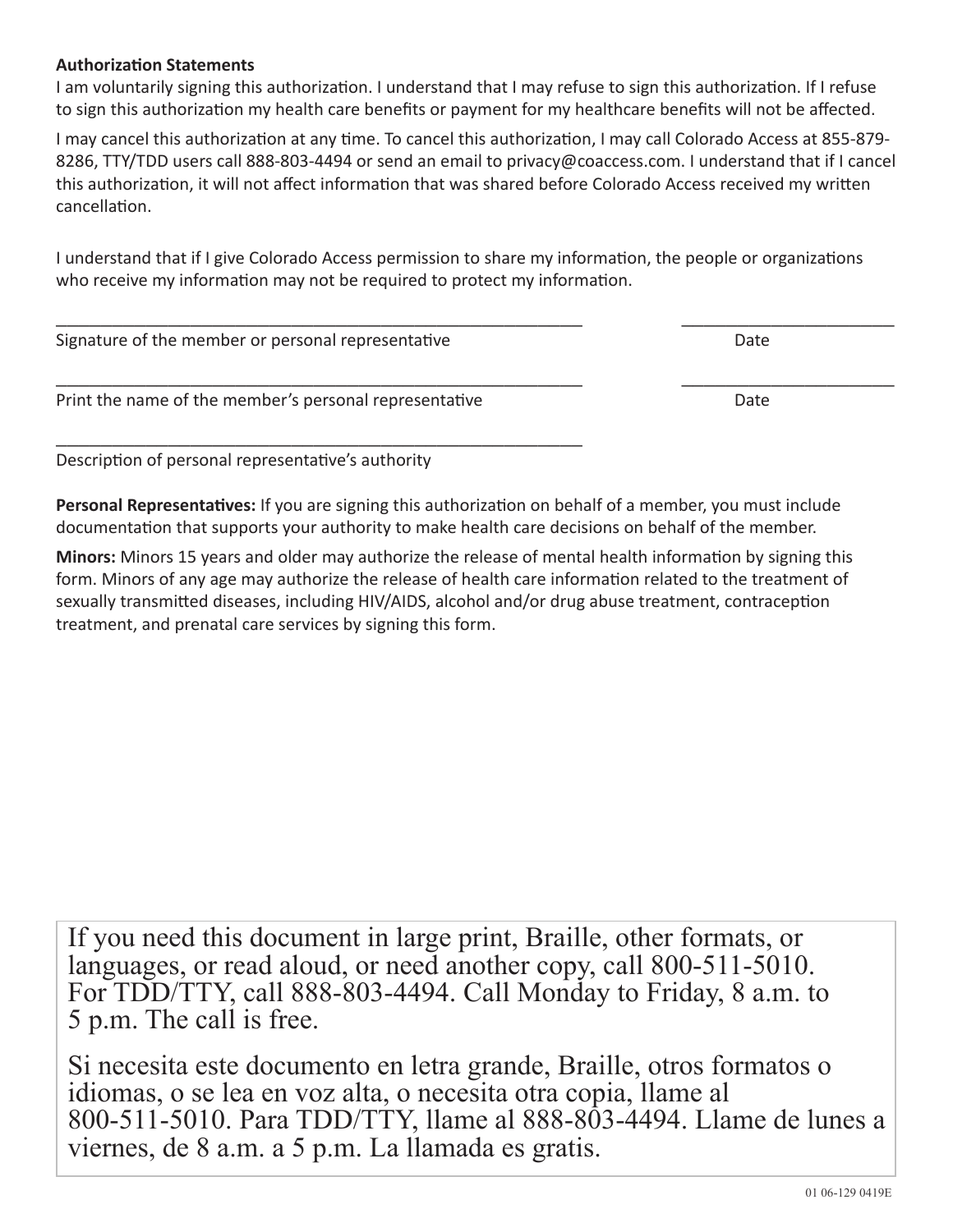**Authorization Statements**

I am voluntarily signing this authorization. I understand that I may refuse to sign this authorization. If I refuse to sign this authorization my health care benefits or payment for my healthcare benefits will not be affected.

I may cancel this authorization at any time. To cancel this authorization, I may call Colorado Access at 855-879-8286, TTY/TDD users call 888-803-4494 or send an email to privacy@coaccess.com. I understand that if I cancel this authorization, it will not affect information that was shared before Colorado Access received my written cancellation.

I understand that if I give Colorado Access permission to share my information, the people or organizations who receive my information may not be required to protect my information.

_____________________________________________ ____________________

Signature of the member or personal representative Date

_____________________________________________ ____________________

Print the name of the member's personal representative Date

_____________________________________________

Description of personal representative's authority

**Personal Representatives:** If you are signing this authorization on behalf of a member, you must include documentation that supports your authority to make health care decisions on behalf of the member.

**Minors:** Minors 15 years and older may authorize the release of mental health information by signing this form. Minors of any age may authorize the release of health care information related to the treatment of sexually transmitted diseases, including HIV/AIDS, alcohol and/or drug abuse treatment, contraception treatment, and prenatal care services by signing this form.

If you need this document in large print, Braille, other formats, or languages, or read aloud, or need another copy, call 800-511-5010. For TDD/TTY, call 888-803-4494. Call Monday to Friday, 8 a.m. to 5 p.m. The call is free.

Si necesita este documento en letra grande, Braille, otros formatos o idiomas, o se lea en voz alta, o necesita otra copia, llame al 800-511-5010. Para TDD/TTY, llame al 888-803-4494. Llame de lunes a viernes, de 8 a.m. a 5 p.m. La llamada es gratis.

01 06-129 0419E